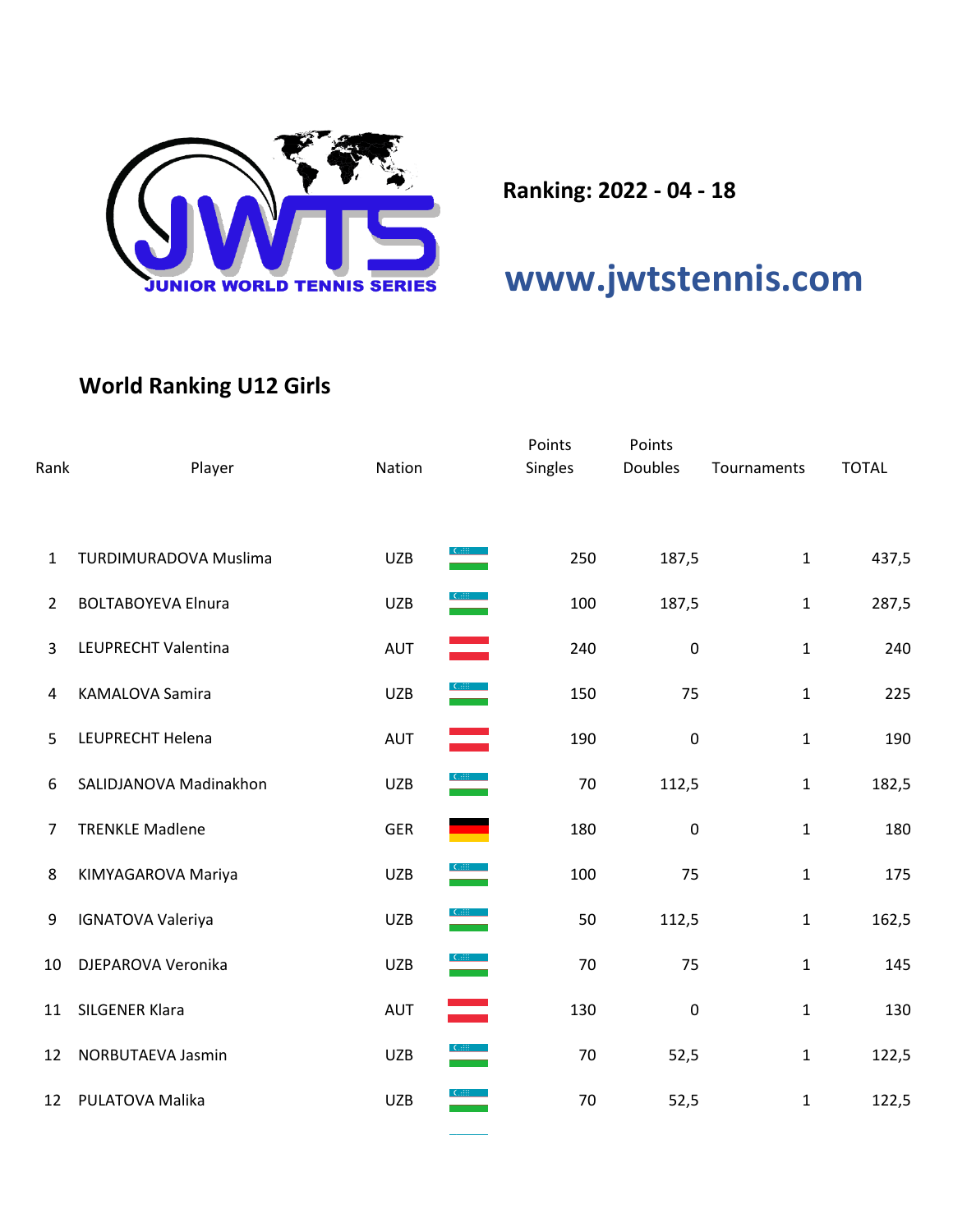JUNIOR WORLD TENNIS SERIES

**Ranking: 2022 - 04 - 18**

**www.jwtstennis.com**

## World Ranking U12 Girls

| Rank | Player | Nation | | Points Singles | Points Doubles | Tournaments | TOTAL |
|---|---|---|---|---|---|---|---|
| 1 | TURDIMURADOVA Muslima | UZB | | 250 | 187,5 | 1 | 437,5 |
| 2 | BOLTABOYEVA Elnura | UZB | | 100 | 187,5 | 1 | 287,5 |
| 3 | LEUPRECHT Valentina | AUT | | 240 | 0 | 1 | 240 |
| 4 | KAMALOVA Samira | UZB | | 150 | 75 | 1 | 225 |
| 5 | LEUPRECHT Helena | AUT | | 190 | 0 | 1 | 190 |
| 6 | SALIDJANOVA Madinakhon | UZB | | 70 | 112,5 | 1 | 182,5 |
| 7 | TRENKLE Madlene | GER | | 180 | 0 | 1 | 180 |
| 8 | KIMYAGAROVA Mariya | UZB | | 100 | 75 | 1 | 175 |
| 9 | IGNATOVA Valeriya | UZB | | 50 | 112,5 | 1 | 162,5 |
| 10 | DJEPAROVA Veronika | UZB | | 70 | 75 | 1 | 145 |
| 11 | SILGENER Klara | AUT | | 130 | 0 | 1 | 130 |
| 12 | NORBUTAEVA Jasmin | UZB | | 70 | 52,5 | 1 | 122,5 |
| 12 | PULATOVA Malika | UZB | | 70 | 52,5 | 1 | 122,5 |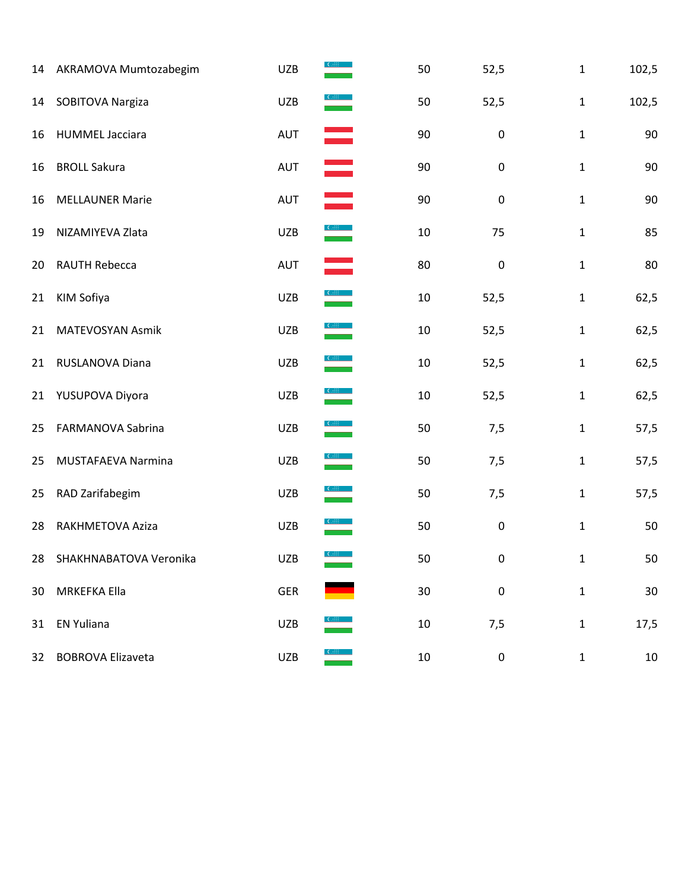| | | | | | | | |
|---|---|---|---|---|---|---|---|
| 14 | AKRAMOVA Mumtozabegim | UZB | | 50 | 52,5 | 1 | 102,5 |
| 14 | SOBITOVA Nargiza | UZB | | 50 | 52,5 | 1 | 102,5 |
| 16 | HUMMEL Jacciara | AUT | | 90 | 0 | 1 | 90 |
| 16 | BROLL Sakura | AUT | | 90 | 0 | 1 | 90 |
| 16 | MELLAUNER Marie | AUT | | 90 | 0 | 1 | 90 |
| 19 | NIZAMIYEVA Zlata | UZB | | 10 | 75 | 1 | 85 |
| 20 | RAUTH Rebecca | AUT | | 80 | 0 | 1 | 80 |
| 21 | KIM Sofiya | UZB | | 10 | 52,5 | 1 | 62,5 |
| 21 | MATEVOSYAN Asmik | UZB | | 10 | 52,5 | 1 | 62,5 |
| 21 | RUSLANOVA Diana | UZB | | 10 | 52,5 | 1 | 62,5 |
| 21 | YUSUPOVA Diyora | UZB | | 10 | 52,5 | 1 | 62,5 |
| 25 | FARMANOVA Sabrina | UZB | | 50 | 7,5 | 1 | 57,5 |
| 25 | MUSTAFAEVA Narmina | UZB | | 50 | 7,5 | 1 | 57,5 |
| 25 | RAD Zarifabegim | UZB | | 50 | 7,5 | 1 | 57,5 |
| 28 | RAKHMETOVA Aziza | UZB | | 50 | 0 | 1 | 50 |
| 28 | SHAKHNABATOVA Veronika | UZB | | 50 | 0 | 1 | 50 |
| 30 | MRKEFKA Ella | GER | | 30 | 0 | 1 | 30 |
| 31 | EN Yuliana | UZB | | 10 | 7,5 | 1 | 17,5 |
| 32 | BOBROVA Elizaveta | UZB | | 10 | 0 | 1 | 10 |